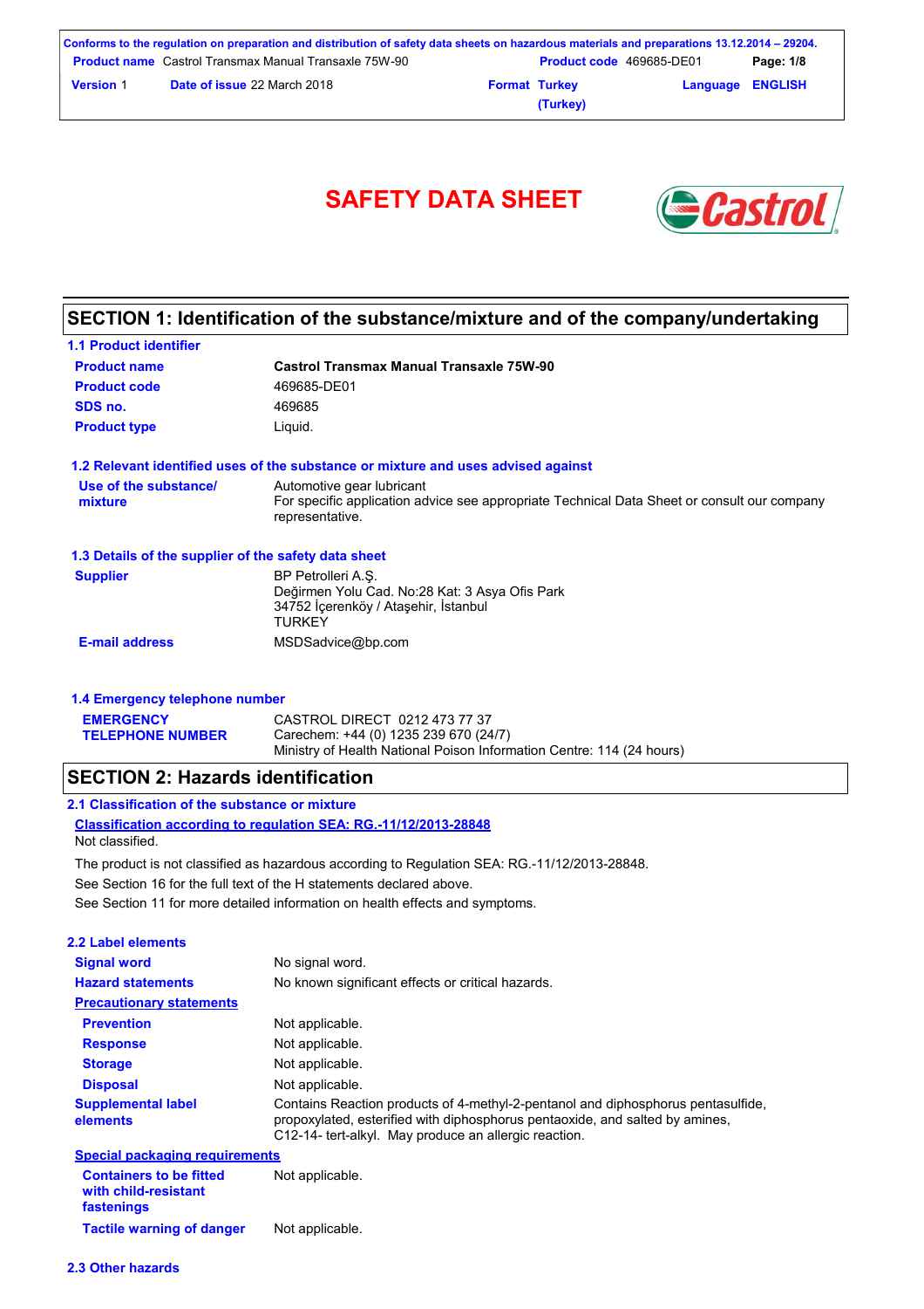# SAFETY DATA SHEET

## SECTION 1: Identification of the substance/mixture and of the company/undertaking

### 1.1 Product identifier

| | |
|---|---|
| **Product name** | **Castrol Transmax Manual Transaxle 75W-90** |
| **Product code** | 469685-DE01 |
| **SDS no.** | 469685 |
| **Product type** | Liquid. |

### 1.2 Relevant identified uses of the substance or mixture and uses advised against

| | |
|---|---|
| **Use of the substance/ mixture** | Automotive gear lubricant<br>For specific application advice see appropriate Technical Data Sheet or consult our company representative. |

### 1.3 Details of the supplier of the safety data sheet

| | |
|---|---|
| **Supplier** | BP Petrolleri A.Ş.<br>Değirmen Yolu Cad. No:28 Kat: 3 Asya Ofis Park<br>34752 İçerenköy / Ataşehir, İstanbul<br>TURKEY |
| **E-mail address** | MSDSadvice@bp.com |

### 1.4 Emergency telephone number

| | |
|---|---|
| **EMERGENCY TELEPHONE NUMBER** | CASTROL DIRECT 0212 473 77 37<br>Carechem: +44 (0) 1235 239 670 (24/7)<br>Ministry of Health National Poison Information Centre: 114 (24 hours) |

## SECTION 2: Hazards identification

### 2.1 Classification of the substance or mixture

**Classification according to regulation SEA: RG.-11/12/2013-28848**

Not classified.

The product is not classified as hazardous according to Regulation SEA: RG.-11/12/2013-28848.

See Section 16 for the full text of the H statements declared above.

See Section 11 for more detailed information on health effects and symptoms.

### 2.2 Label elements

| | |
|---|---|
| **Signal word** | No signal word. |
| **Hazard statements** | No known significant effects or critical hazards. |
| **Precautionary statements** | |
| **Prevention** | Not applicable. |
| **Response** | Not applicable. |
| **Storage** | Not applicable. |
| **Disposal** | Not applicable. |
| **Supplemental label elements** | Contains Reaction products of 4-methyl-2-pentanol and diphosphorus pentasulfide, propoxylated, esterified with diphosphorus pentaoxide, and salted by amines, C12-14- tert-alkyl. May produce an allergic reaction. |

**Special packaging requirements**

| | |
|---|---|
| **Containers to be fitted with child-resistant fastenings** | Not applicable. |
| **Tactile warning of danger** | Not applicable. |

### 2.3 Other hazards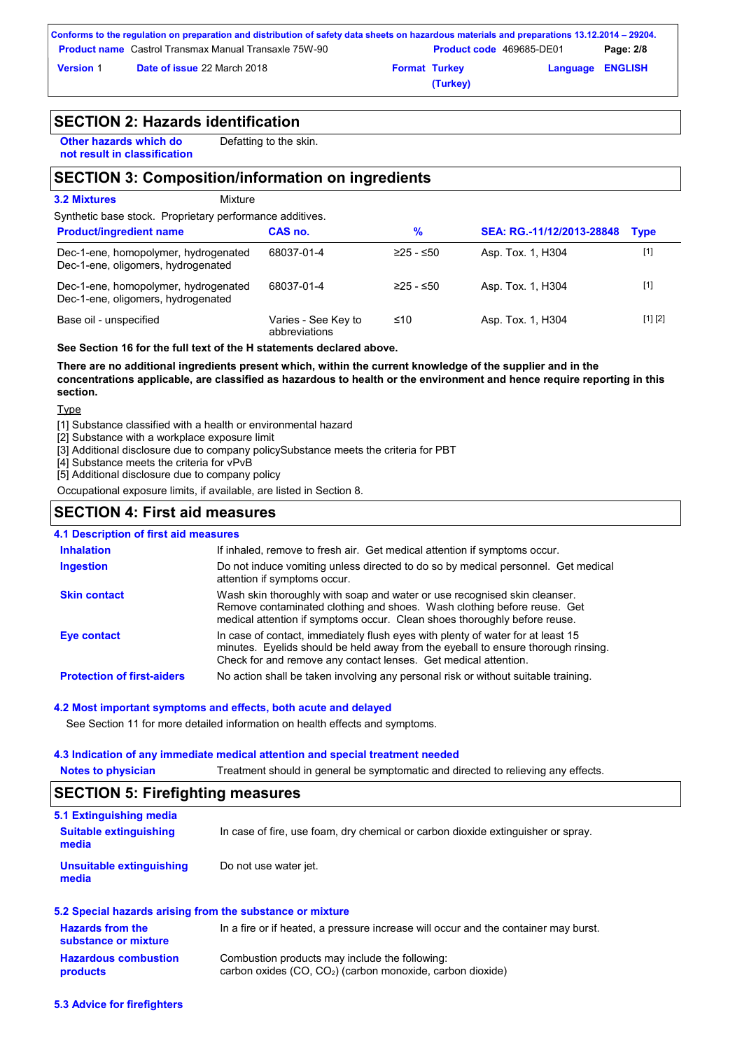## SECTION 2: Hazards identification

**Other hazards which do not result in classification** Defatting to the skin.

## SECTION 3: Composition/information on ingredients

**3.2 Mixtures** Mixture

Synthetic base stock. Proprietary performance additives.

| Product/ingredient name | CAS no. | % | SEA: RG.-11/12/2013-28848 | Type |
|---|---|---|---|---|
| Dec-1-ene, homopolymer, hydrogenated Dec-1-ene, oligomers, hydrogenated | 68037-01-4 | ≥25 - ≤50 | Asp. Tox. 1, H304 | [1] |
| Dec-1-ene, homopolymer, hydrogenated Dec-1-ene, oligomers, hydrogenated | 68037-01-4 | ≥25 - ≤50 | Asp. Tox. 1, H304 | [1] |
| Base oil - unspecified | Varies - See Key to abbreviations | ≤10 | Asp. Tox. 1, H304 | [1] [2] |

**See Section 16 for the full text of the H statements declared above.**

**There are no additional ingredients present which, within the current knowledge of the supplier and in the concentrations applicable, are classified as hazardous to health or the environment and hence require reporting in this section.**

Type

[1] Substance classified with a health or environmental hazard
[2] Substance with a workplace exposure limit
[3] Additional disclosure due to company policySubstance meets the criteria for PBT
[4] Substance meets the criteria for vPvB
[5] Additional disclosure due to company policy

Occupational exposure limits, if available, are listed in Section 8.

## SECTION 4: First aid measures

### 4.1 Description of first aid measures

**Inhalation** If inhaled, remove to fresh air. Get medical attention if symptoms occur.

**Ingestion** Do not induce vomiting unless directed to do so by medical personnel. Get medical attention if symptoms occur.

**Skin contact** Wash skin thoroughly with soap and water or use recognised skin cleanser. Remove contaminated clothing and shoes. Wash clothing before reuse. Get medical attention if symptoms occur. Clean shoes thoroughly before reuse.

**Eye contact** In case of contact, immediately flush eyes with plenty of water for at least 15 minutes. Eyelids should be held away from the eyeball to ensure thorough rinsing. Check for and remove any contact lenses. Get medical attention.

**Protection of first-aiders** No action shall be taken involving any personal risk or without suitable training.

### 4.2 Most important symptoms and effects, both acute and delayed

See Section 11 for more detailed information on health effects and symptoms.

### 4.3 Indication of any immediate medical attention and special treatment needed

**Notes to physician** Treatment should in general be symptomatic and directed to relieving any effects.

## SECTION 5: Firefighting measures

### 5.1 Extinguishing media

**Suitable extinguishing media** In case of fire, use foam, dry chemical or carbon dioxide extinguisher or spray.

**Unsuitable extinguishing media** Do not use water jet.

### 5.2 Special hazards arising from the substance or mixture

**Hazards from the substance or mixture** In a fire or if heated, a pressure increase will occur and the container may burst.

**Hazardous combustion products** Combustion products may include the following:
carbon oxides (CO, $CO_2$) (carbon monoxide, carbon dioxide)

### 5.3 Advice for firefighters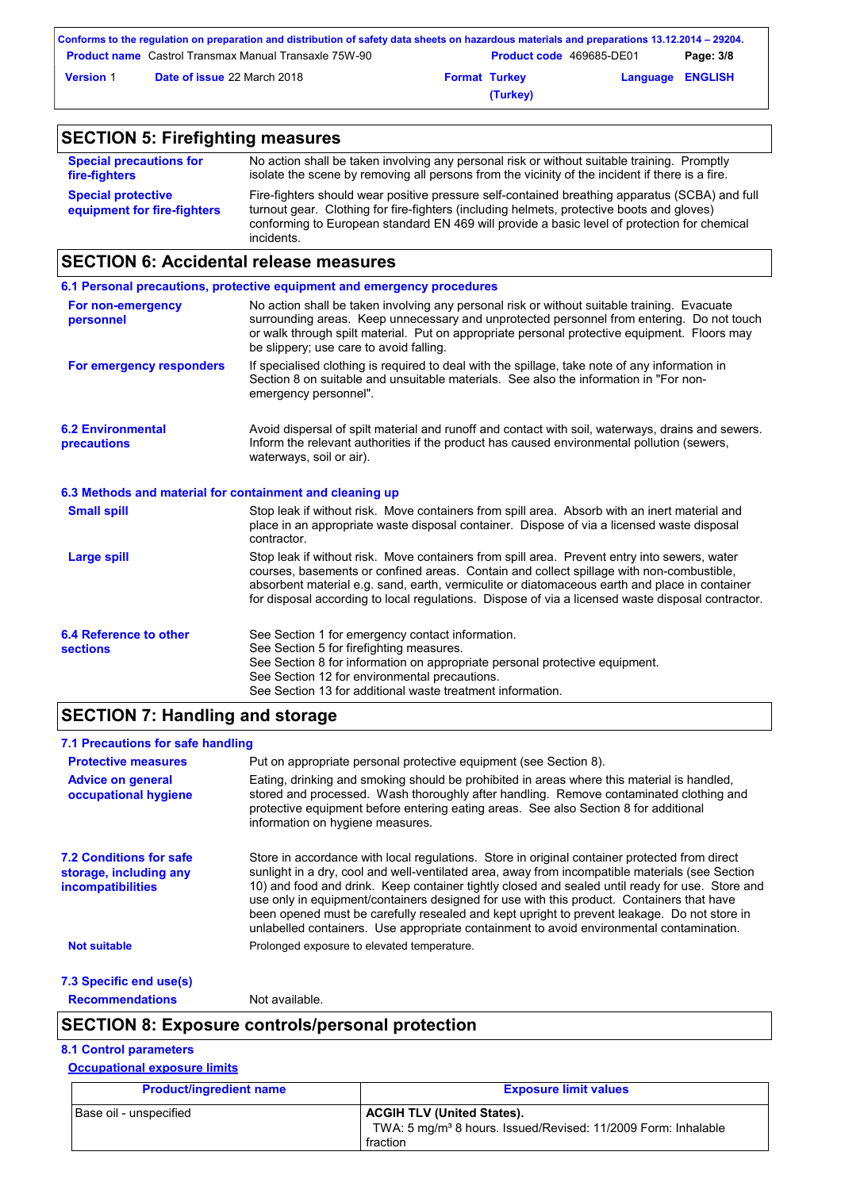## SECTION 5: Firefighting measures

| | |
|---|---|
| **Special precautions for fire-fighters** | No action shall be taken involving any personal risk or without suitable training. Promptly isolate the scene by removing all persons from the vicinity of the incident if there is a fire. |
| **Special protective equipment for fire-fighters** | Fire-fighters should wear positive pressure self-contained breathing apparatus (SCBA) and full turnout gear. Clothing for fire-fighters (including helmets, protective boots and gloves) conforming to European standard EN 469 will provide a basic level of protection for chemical incidents. |

## SECTION 6: Accidental release measures

### 6.1 Personal precautions, protective equipment and emergency procedures

| | |
|---|---|
| **For non-emergency personnel** | No action shall be taken involving any personal risk or without suitable training. Evacuate surrounding areas. Keep unnecessary and unprotected personnel from entering. Do not touch or walk through spilt material. Put on appropriate personal protective equipment. Floors may be slippery; use care to avoid falling. |
| **For emergency responders** | If specialised clothing is required to deal with the spillage, take note of any information in Section 8 on suitable and unsuitable materials. See also the information in "For non-emergency personnel". |

| | |
|---|---|
| **6.2 Environmental precautions** | Avoid dispersal of spilt material and runoff and contact with soil, waterways, drains and sewers. Inform the relevant authorities if the product has caused environmental pollution (sewers, waterways, soil or air). |

### 6.3 Methods and material for containment and cleaning up

| | |
|---|---|
| **Small spill** | Stop leak if without risk. Move containers from spill area. Absorb with an inert material and place in an appropriate waste disposal container. Dispose of via a licensed waste disposal contractor. |
| **Large spill** | Stop leak if without risk. Move containers from spill area. Prevent entry into sewers, water courses, basements or confined areas. Contain and collect spillage with non-combustible, absorbent material e.g. sand, earth, vermiculite or diatomaceous earth and place in container for disposal according to local regulations. Dispose of via a licensed waste disposal contractor. |

| | |
|---|---|
| **6.4 Reference to other sections** | See Section 1 for emergency contact information.<br>See Section 5 for firefighting measures.<br>See Section 8 for information on appropriate personal protective equipment.<br>See Section 12 for environmental precautions.<br>See Section 13 for additional waste treatment information. |

## SECTION 7: Handling and storage

### 7.1 Precautions for safe handling

| | |
|---|---|
| **Protective measures** | Put on appropriate personal protective equipment (see Section 8). |
| **Advice on general occupational hygiene** | Eating, drinking and smoking should be prohibited in areas where this material is handled, stored and processed. Wash thoroughly after handling. Remove contaminated clothing and protective equipment before entering eating areas. See also Section 8 for additional information on hygiene measures. |

| | |
|---|---|
| **7.2 Conditions for safe storage, including any incompatibilities** | Store in accordance with local regulations. Store in original container protected from direct sunlight in a dry, cool and well-ventilated area, away from incompatible materials (see Section 10) and food and drink. Keep container tightly closed and sealed until ready for use. Store and use only in equipment/containers designed for use with this product. Containers that have been opened must be carefully resealed and kept upright to prevent leakage. Do not store in unlabelled containers. Use appropriate containment to avoid environmental contamination. |
| **Not suitable** | Prolonged exposure to elevated temperature. |

### 7.3 Specific end use(s)

| | |
|---|---|
| **Recommendations** | Not available. |

## SECTION 8: Exposure controls/personal protection

### 8.1 Control parameters

**Occupational exposure limits**

| Product/ingredient name | Exposure limit values |
|---|---|
| Base oil - unspecified | **ACGIH TLV (United States).**<br>TWA: 5 mg/m³ 8 hours. Issued/Revised: 11/2009 Form: Inhalable fraction |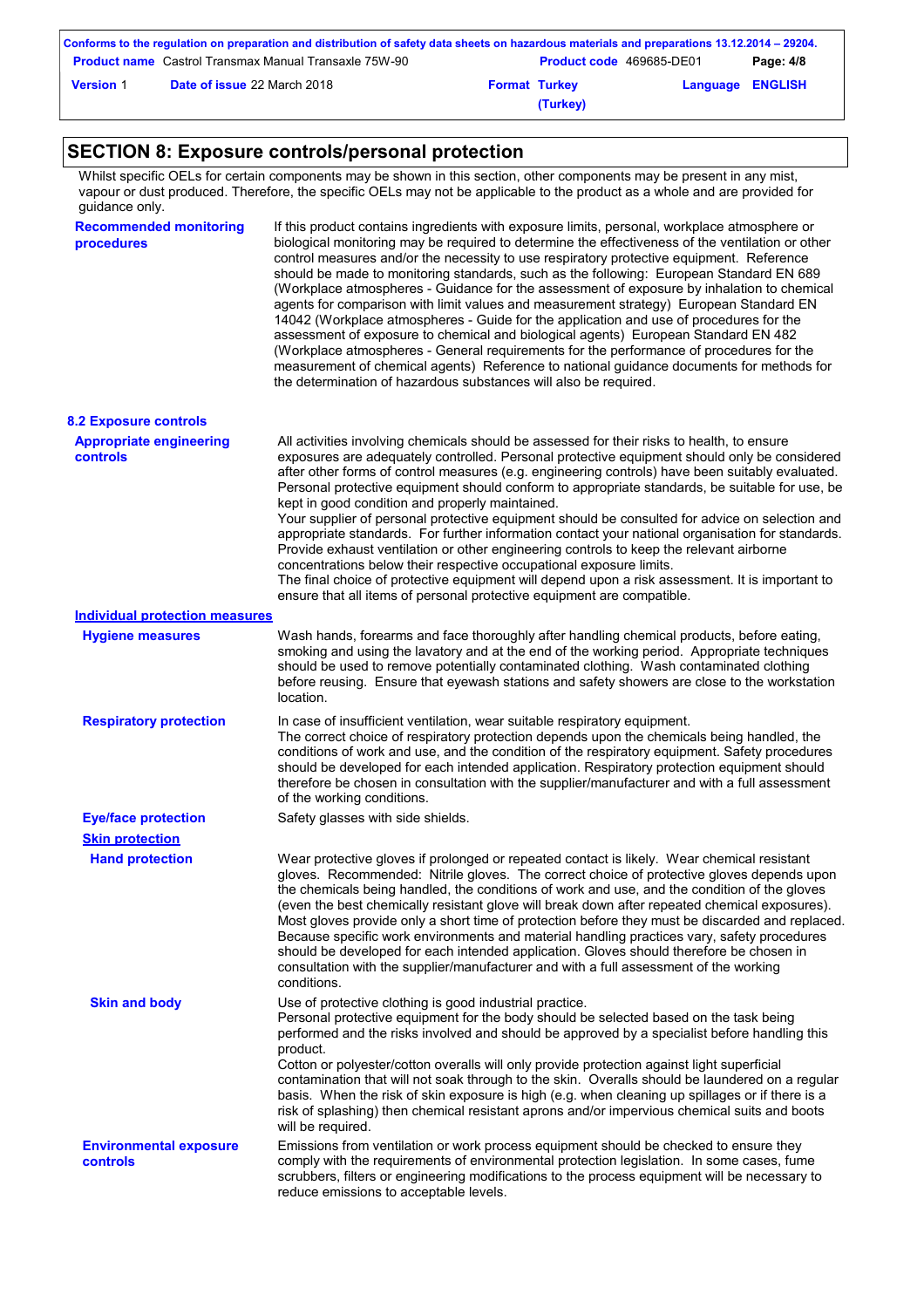## SECTION 8: Exposure controls/personal protection

Whilst specific OELs for certain components may be shown in this section, other components may be present in any mist, vapour or dust produced. Therefore, the specific OELs may not be applicable to the product as a whole and are provided for guidance only.

**Recommended monitoring procedures**

If this product contains ingredients with exposure limits, personal, workplace atmosphere or biological monitoring may be required to determine the effectiveness of the ventilation or other control measures and/or the necessity to use respiratory protective equipment. Reference should be made to monitoring standards, such as the following: European Standard EN 689 (Workplace atmospheres - Guidance for the assessment of exposure by inhalation to chemical agents for comparison with limit values and measurement strategy) European Standard EN 14042 (Workplace atmospheres - Guide for the application and use of procedures for the assessment of exposure to chemical and biological agents) European Standard EN 482 (Workplace atmospheres - General requirements for the performance of procedures for the measurement of chemical agents) Reference to national guidance documents for methods for the determination of hazardous substances will also be required.

### 8.2 Exposure controls

**Appropriate engineering controls**

All activities involving chemicals should be assessed for their risks to health, to ensure exposures are adequately controlled. Personal protective equipment should only be considered after other forms of control measures (e.g. engineering controls) have been suitably evaluated. Personal protective equipment should conform to appropriate standards, be suitable for use, be kept in good condition and properly maintained.
Your supplier of personal protective equipment should be consulted for advice on selection and appropriate standards. For further information contact your national organisation for standards.
Provide exhaust ventilation or other engineering controls to keep the relevant airborne concentrations below their respective occupational exposure limits.
The final choice of protective equipment will depend upon a risk assessment. It is important to ensure that all items of personal protective equipment are compatible.

**Individual protection measures**

**Hygiene measures**

Wash hands, forearms and face thoroughly after handling chemical products, before eating, smoking and using the lavatory and at the end of the working period. Appropriate techniques should be used to remove potentially contaminated clothing. Wash contaminated clothing before reusing. Ensure that eyewash stations and safety showers are close to the workstation location.

**Respiratory protection**

In case of insufficient ventilation, wear suitable respiratory equipment.
The correct choice of respiratory protection depends upon the chemicals being handled, the conditions of work and use, and the condition of the respiratory equipment. Safety procedures should be developed for each intended application. Respiratory protection equipment should therefore be chosen in consultation with the supplier/manufacturer and with a full assessment of the working conditions.

**Eye/face protection**

Safety glasses with side shields.

**Skin protection**

**Hand protection**

Wear protective gloves if prolonged or repeated contact is likely. Wear chemical resistant gloves. Recommended: Nitrile gloves. The correct choice of protective gloves depends upon the chemicals being handled, the conditions of work and use, and the condition of the gloves (even the best chemically resistant glove will break down after repeated chemical exposures). Most gloves provide only a short time of protection before they must be discarded and replaced. Because specific work environments and material handling practices vary, safety procedures should be developed for each intended application. Gloves should therefore be chosen in consultation with the supplier/manufacturer and with a full assessment of the working conditions.

**Skin and body**

Use of protective clothing is good industrial practice.
Personal protective equipment for the body should be selected based on the task being performed and the risks involved and should be approved by a specialist before handling this product.
Cotton or polyester/cotton overalls will only provide protection against light superficial contamination that will not soak through to the skin. Overalls should be laundered on a regular basis. When the risk of skin exposure is high (e.g. when cleaning up spillages or if there is a risk of splashing) then chemical resistant aprons and/or impervious chemical suits and boots will be required.

**Environmental exposure controls**

Emissions from ventilation or work process equipment should be checked to ensure they comply with the requirements of environmental protection legislation. In some cases, fume scrubbers, filters or engineering modifications to the process equipment will be necessary to reduce emissions to acceptable levels.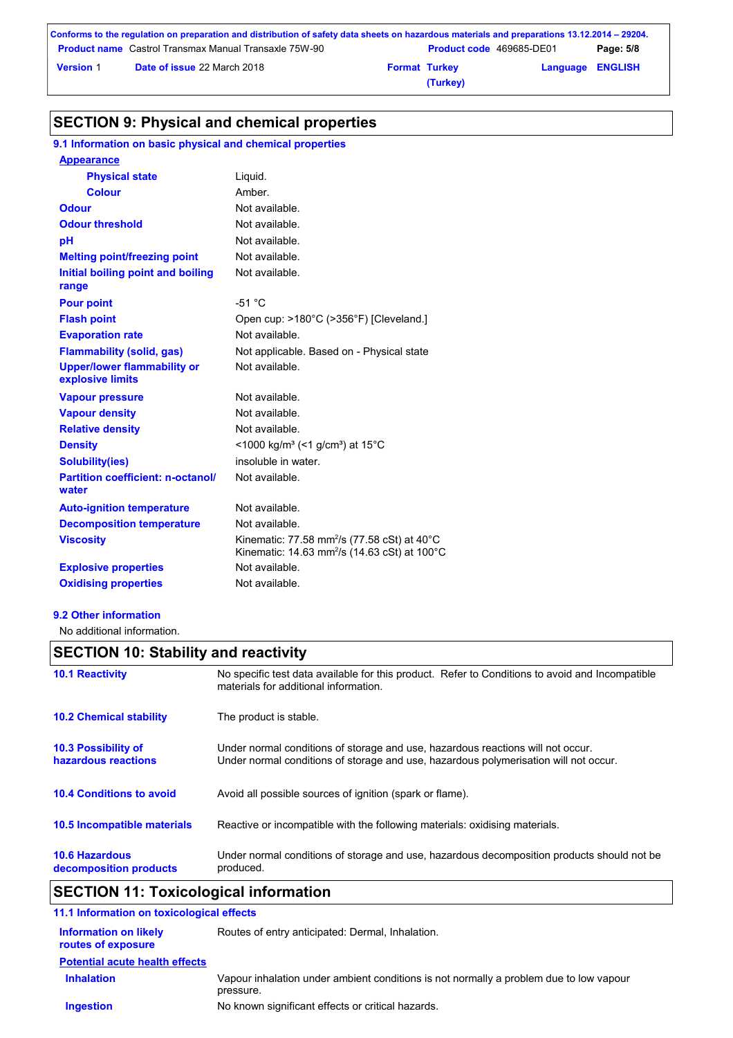## SECTION 9: Physical and chemical properties

### 9.1 Information on basic physical and chemical properties

| | |
|---|---|
| **Appearance** | |
| Physical state | Liquid. |
| Colour | Amber. |
| Odour | Not available. |
| Odour threshold | Not available. |
| pH | Not available. |
| Melting point/freezing point | Not available. |
| Initial boiling point and boiling range | Not available. |
| Pour point | -51 °C |
| Flash point | Open cup: >180°C (>356°F) [Cleveland.] |
| Evaporation rate | Not available. |
| Flammability (solid, gas) | Not applicable. Based on - Physical state |
| Upper/lower flammability or explosive limits | Not available. |
| Vapour pressure | Not available. |
| Vapour density | Not available. |
| Relative density | Not available. |
| Density | <1000 kg/m³ (<1 g/cm³) at 15°C |
| Solubility(ies) | insoluble in water. |
| Partition coefficient: n-octanol/water | Not available. |
| Auto-ignition temperature | Not available. |
| Decomposition temperature | Not available. |
| Viscosity | Kinematic: 77.58 $mm^2/s$ (77.58 cSt) at 40°C<br>Kinematic: 14.63 $mm^2/s$ (14.63 cSt) at 100°C |
| Explosive properties | Not available. |
| Oxidising properties | Not available. |

### 9.2 Other information

No additional information.

## SECTION 10: Stability and reactivity

| | |
|---|---|
| **10.1 Reactivity** | No specific test data available for this product. Refer to Conditions to avoid and Incompatible materials for additional information. |
| **10.2 Chemical stability** | The product is stable. |
| **10.3 Possibility of hazardous reactions** | Under normal conditions of storage and use, hazardous reactions will not occur.<br>Under normal conditions of storage and use, hazardous polymerisation will not occur. |
| **10.4 Conditions to avoid** | Avoid all possible sources of ignition (spark or flame). |
| **10.5 Incompatible materials** | Reactive or incompatible with the following materials: oxidising materials. |
| **10.6 Hazardous decomposition products** | Under normal conditions of storage and use, hazardous decomposition products should not be produced. |

## SECTION 11: Toxicological information

### 11.1 Information on toxicological effects

| | |
|---|---|
| **Information on likely routes of exposure** | Routes of entry anticipated: Dermal, Inhalation. |
| **Potential acute health effects** | |
| Inhalation | Vapour inhalation under ambient conditions is not normally a problem due to low vapour pressure. |
| Ingestion | No known significant effects or critical hazards. |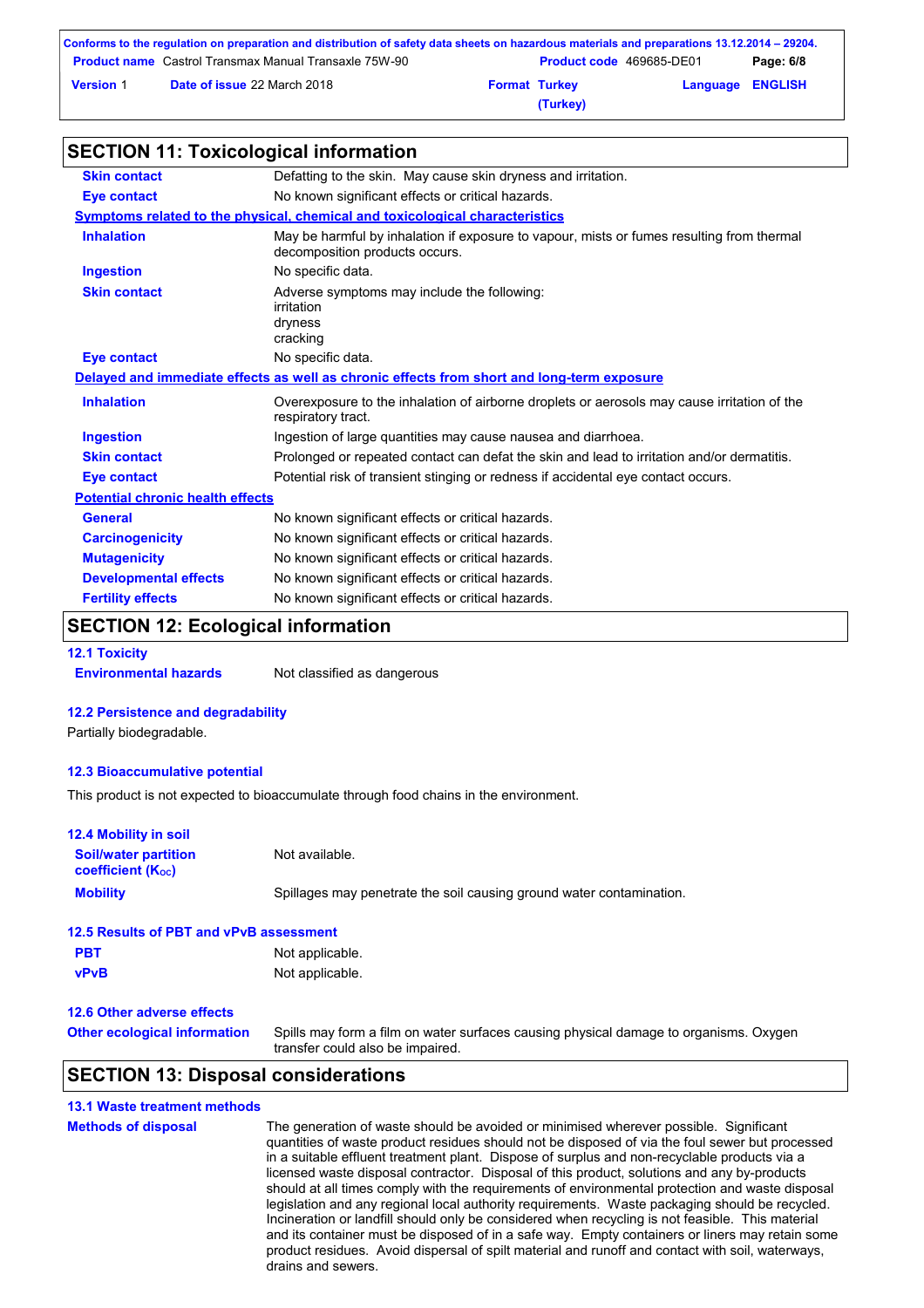## SECTION 11: Toxicological information

| | |
|---|---|
| **Skin contact** | Defatting to the skin. May cause skin dryness and irritation. |
| **Eye contact** | No known significant effects or critical hazards. |

**Symptoms related to the physical, chemical and toxicological characteristics**

| | |
|---|---|
| **Inhalation** | May be harmful by inhalation if exposure to vapour, mists or fumes resulting from thermal decomposition products occurs. |
| **Ingestion** | No specific data. |
| **Skin contact** | Adverse symptoms may include the following:<br>irritation<br>dryness<br>cracking |
| **Eye contact** | No specific data. |

**Delayed and immediate effects as well as chronic effects from short and long-term exposure**

| | |
|---|---|
| **Inhalation** | Overexposure to the inhalation of airborne droplets or aerosols may cause irritation of the respiratory tract. |
| **Ingestion** | Ingestion of large quantities may cause nausea and diarrhoea. |
| **Skin contact** | Prolonged or repeated contact can defat the skin and lead to irritation and/or dermatitis. |
| **Eye contact** | Potential risk of transient stinging or redness if accidental eye contact occurs. |

**Potential chronic health effects**

| | |
|---|---|
| **General** | No known significant effects or critical hazards. |
| **Carcinogenicity** | No known significant effects or critical hazards. |
| **Mutagenicity** | No known significant effects or critical hazards. |
| **Developmental effects** | No known significant effects or critical hazards. |
| **Fertility effects** | No known significant effects or critical hazards. |

## SECTION 12: Ecological information

### 12.1 Toxicity

| | |
|---|---|
| **Environmental hazards** | Not classified as dangerous |

### 12.2 Persistence and degradability

Partially biodegradable.

### 12.3 Bioaccumulative potential

This product is not expected to bioaccumulate through food chains in the environment.

### 12.4 Mobility in soil

| | |
|---|---|
| **Soil/water partition coefficient ($K_{OC}$)** | Not available. |
| **Mobility** | Spillages may penetrate the soil causing ground water contamination. |

### 12.5 Results of PBT and vPvB assessment

| | |
|---|---|
| **PBT** | Not applicable. |
| **vPvB** | Not applicable. |

### 12.6 Other adverse effects

| | |
|---|---|
| **Other ecological information** | Spills may form a film on water surfaces causing physical damage to organisms. Oxygen transfer could also be impaired. |

## SECTION 13: Disposal considerations

### 13.1 Waste treatment methods

**Methods of disposal**

The generation of waste should be avoided or minimised wherever possible. Significant quantities of waste product residues should not be disposed of via the foul sewer but processed in a suitable effluent treatment plant. Dispose of surplus and non-recyclable products via a licensed waste disposal contractor. Disposal of this product, solutions and any by-products should at all times comply with the requirements of environmental protection and waste disposal legislation and any regional local authority requirements. Waste packaging should be recycled. Incineration or landfill should only be considered when recycling is not feasible. This material and its container must be disposed of in a safe way. Empty containers or liners may retain some product residues. Avoid dispersal of spilt material and runoff and contact with soil, waterways, drains and sewers.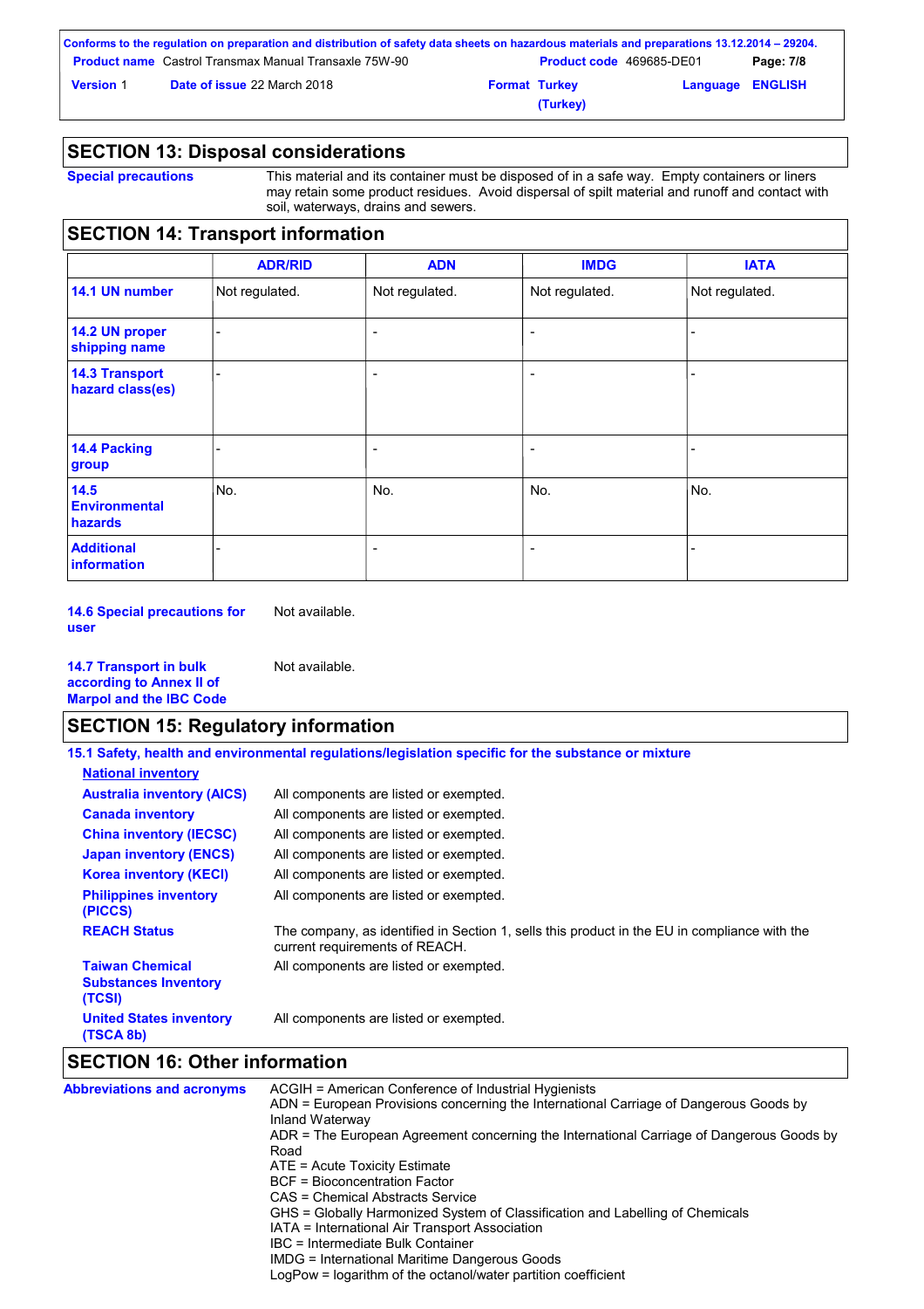## SECTION 13: Disposal considerations

**Special precautions**

This material and its container must be disposed of in a safe way. Empty containers or liners may retain some product residues. Avoid dispersal of spilt material and runoff and contact with soil, waterways, drains and sewers.

## SECTION 14: Transport information

| | ADR/RID | ADN | IMDG | IATA |
|---|---|---|---|---|
| **14.1 UN number** | Not regulated. | Not regulated. | Not regulated. | Not regulated. |
| **14.2 UN proper shipping name** | - | - | - | - |
| **14.3 Transport hazard class(es)** | - | - | - | - |
| **14.4 Packing group** | - | - | - | - |
| **14.5 Environmental hazards** | No. | No. | No. | No. |
| **Additional information** | - | - | - | - |

**14.6 Special precautions for user** Not available.

**14.7 Transport in bulk according to Annex II of Marpol and the IBC Code** Not available.

## SECTION 15: Regulatory information

**15.1 Safety, health and environmental regulations/legislation specific for the substance or mixture**

**National inventory**

| | |
|---|---|
| **Australia inventory (AICS)** | All components are listed or exempted. |
| **Canada inventory** | All components are listed or exempted. |
| **China inventory (IECSC)** | All components are listed or exempted. |
| **Japan inventory (ENCS)** | All components are listed or exempted. |
| **Korea inventory (KECI)** | All components are listed or exempted. |
| **Philippines inventory (PICCS)** | All components are listed or exempted. |
| **REACH Status** | The company, as identified in Section 1, sells this product in the EU in compliance with the current requirements of REACH. |
| **Taiwan Chemical Substances Inventory (TCSI)** | All components are listed or exempted. |
| **United States inventory (TSCA 8b)** | All components are listed or exempted. |

## SECTION 16: Other information

**Abbreviations and acronyms**

ACGIH = American Conference of Industrial Hygienists
ADN = European Provisions concerning the International Carriage of Dangerous Goods by Inland Waterway
ADR = The European Agreement concerning the International Carriage of Dangerous Goods by Road
ATE = Acute Toxicity Estimate
BCF = Bioconcentration Factor
CAS = Chemical Abstracts Service
GHS = Globally Harmonized System of Classification and Labelling of Chemicals
IATA = International Air Transport Association
IBC = Intermediate Bulk Container
IMDG = International Maritime Dangerous Goods
LogPow = logarithm of the octanol/water partition coefficient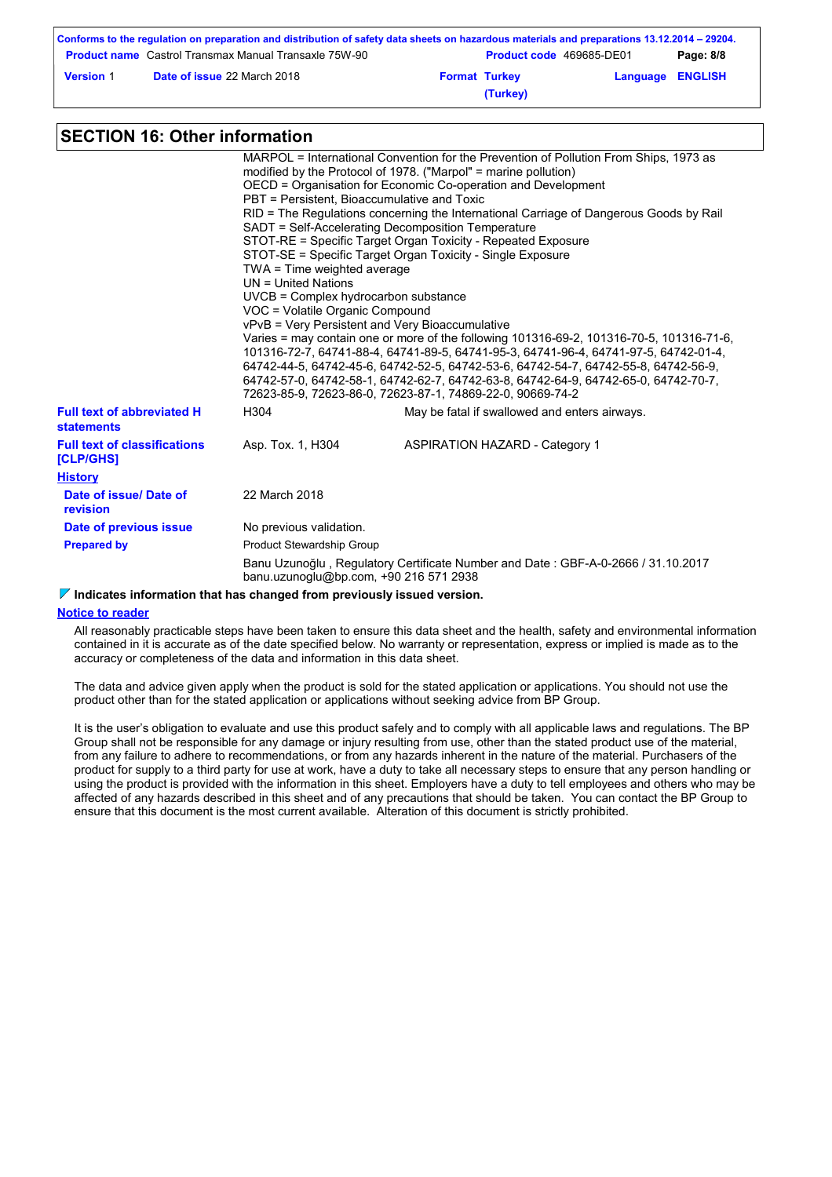## SECTION 16: Other information

MARPOL = International Convention for the Prevention of Pollution From Ships, 1973 as modified by the Protocol of 1978. ("Marpol" = marine pollution)
OECD = Organisation for Economic Co-operation and Development
PBT = Persistent, Bioaccumulative and Toxic
RID = The Regulations concerning the International Carriage of Dangerous Goods by Rail
SADT = Self-Accelerating Decomposition Temperature
STOT-RE = Specific Target Organ Toxicity - Repeated Exposure
STOT-SE = Specific Target Organ Toxicity - Single Exposure
TWA = Time weighted average
UN = United Nations
UVCB = Complex hydrocarbon substance
VOC = Volatile Organic Compound
vPvB = Very Persistent and Very Bioaccumulative
Varies = may contain one or more of the following 101316-69-2, 101316-70-5, 101316-71-6, 101316-72-7, 64741-88-4, 64741-89-5, 64741-95-3, 64741-96-4, 64741-97-5, 64742-01-4, 64742-44-5, 64742-45-6, 64742-52-5, 64742-53-6, 64742-54-7, 64742-55-8, 64742-56-9, 64742-57-0, 64742-58-1, 64742-62-7, 64742-63-8, 64742-64-9, 64742-65-0, 64742-70-7, 72623-85-9, 72623-86-0, 72623-87-1, 74869-22-0, 90669-74-2

| | | |
|---|---|---|
| **Full text of abbreviated H statements** | H304 | May be fatal if swallowed and enters airways. |
| **Full text of classifications [CLP/GHS]** | Asp. Tox. 1, H304 | ASPIRATION HAZARD - Category 1 |

**History**

| | |
|---|---|
| **Date of issue/ Date of revision** | 22 March 2018 |
| **Date of previous issue** | No previous validation. |
| **Prepared by** | Product Stewardship Group |
| | Banu Uzunoğlu , Regulatory Certificate Number and Date : GBF-A-0-2666 / 31.10.2017 banu.uzunoglu@bp.com, +90 216 571 2938 |

**Indicates information that has changed from previously issued version.**

**Notice to reader**

All reasonably practicable steps have been taken to ensure this data sheet and the health, safety and environmental information contained in it is accurate as of the date specified below. No warranty or representation, express or implied is made as to the accuracy or completeness of the data and information in this data sheet.

The data and advice given apply when the product is sold for the stated application or applications. You should not use the product other than for the stated application or applications without seeking advice from BP Group.

It is the user's obligation to evaluate and use this product safely and to comply with all applicable laws and regulations. The BP Group shall not be responsible for any damage or injury resulting from use, other than the stated product use of the material, from any failure to adhere to recommendations, or from any hazards inherent in the nature of the material. Purchasers of the product for supply to a third party for use at work, have a duty to take all necessary steps to ensure that any person handling or using the product is provided with the information in this sheet. Employers have a duty to tell employees and others who may be affected of any hazards described in this sheet and of any precautions that should be taken. You can contact the BP Group to ensure that this document is the most current available. Alteration of this document is strictly prohibited.